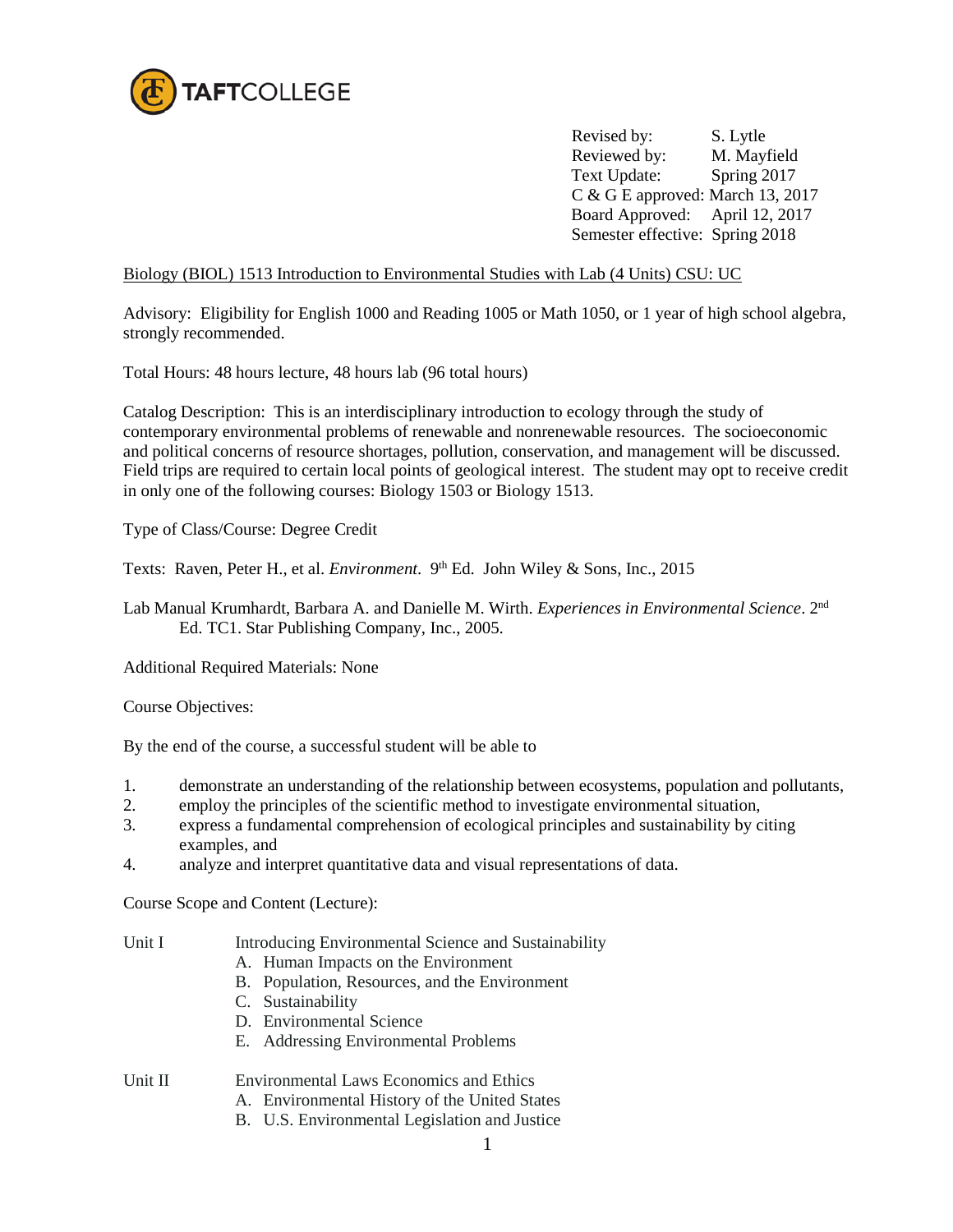TAFTCOLLEGE

| | |
|---|---|
| Revised by: | S. Lytle |
| Reviewed by: | M. Mayfield |
| Text Update: | Spring 2017 |
| C & G E approved: | March 13, 2017 |
| Board Approved: | April 12, 2017 |
| Semester effective: | Spring 2018 |

Biology (BIOL) 1513 Introduction to Environmental Studies with Lab (4 Units) CSU: UC

Advisory: Eligibility for English 1000 and Reading 1005 or Math 1050, or 1 year of high school algebra, strongly recommended.

Total Hours: 48 hours lecture, 48 hours lab (96 total hours)

Catalog Description: This is an interdisciplinary introduction to ecology through the study of contemporary environmental problems of renewable and nonrenewable resources. The socioeconomic and political concerns of resource shortages, pollution, conservation, and management will be discussed. Field trips are required to certain local points of geological interest. The student may opt to receive credit in only one of the following courses: Biology 1503 or Biology 1513.

Type of Class/Course: Degree Credit

Texts: Raven, Peter H., et al. *Environment*. 9th Ed. John Wiley & Sons, Inc., 2015

Lab Manual Krumhardt, Barbara A. and Danielle M. Wirth. *Experiences in Environmental Science*. 2nd Ed. TC1. Star Publishing Company, Inc., 2005.

Additional Required Materials: None

Course Objectives:

By the end of the course, a successful student will be able to

1. demonstrate an understanding of the relationship between ecosystems, population and pollutants,
2. employ the principles of the scientific method to investigate environmental situation,
3. express a fundamental comprehension of ecological principles and sustainability by citing examples, and
4. analyze and interpret quantitative data and visual representations of data.

Course Scope and Content (Lecture):

Unit I — Introducing Environmental Science and Sustainability
- A. Human Impacts on the Environment
- B. Population, Resources, and the Environment
- C. Sustainability
- D. Environmental Science
- E. Addressing Environmental Problems

Unit II — Environmental Laws Economics and Ethics
- A. Environmental History of the United States
- B. U.S. Environmental Legislation and Justice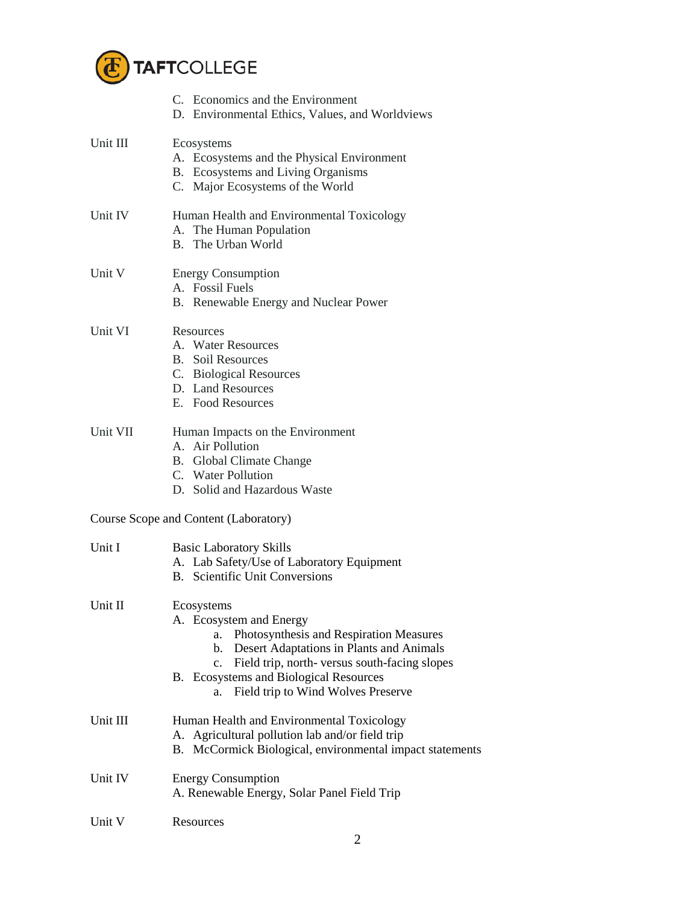C. Economics and the Environment
D. Environmental Ethics, Values, and Worldviews

Unit III — Ecosystems
- A. Ecosystems and the Physical Environment
- B. Ecosystems and Living Organisms
- C. Major Ecosystems of the World

Unit IV — Human Health and Environmental Toxicology
- A. The Human Population
- B. The Urban World

Unit V — Energy Consumption
- A. Fossil Fuels
- B. Renewable Energy and Nuclear Power

Unit VI — Resources
- A. Water Resources
- B. Soil Resources
- C. Biological Resources
- D. Land Resources
- E. Food Resources

Unit VII — Human Impacts on the Environment
- A. Air Pollution
- B. Global Climate Change
- C. Water Pollution
- D. Solid and Hazardous Waste

Course Scope and Content (Laboratory)

Unit I — Basic Laboratory Skills
- A. Lab Safety/Use of Laboratory Equipment
- B. Scientific Unit Conversions

Unit II — Ecosystems
- A. Ecosystem and Energy
  - a. Photosynthesis and Respiration Measures
  - b. Desert Adaptations in Plants and Animals
  - c. Field trip, north- versus south-facing slopes
- B. Ecosystems and Biological Resources
  - a. Field trip to Wind Wolves Preserve

Unit III — Human Health and Environmental Toxicology
- A. Agricultural pollution lab and/or field trip
- B. McCormick Biological, environmental impact statements

Unit IV — Energy Consumption
- A. Renewable Energy, Solar Panel Field Trip

Unit V — Resources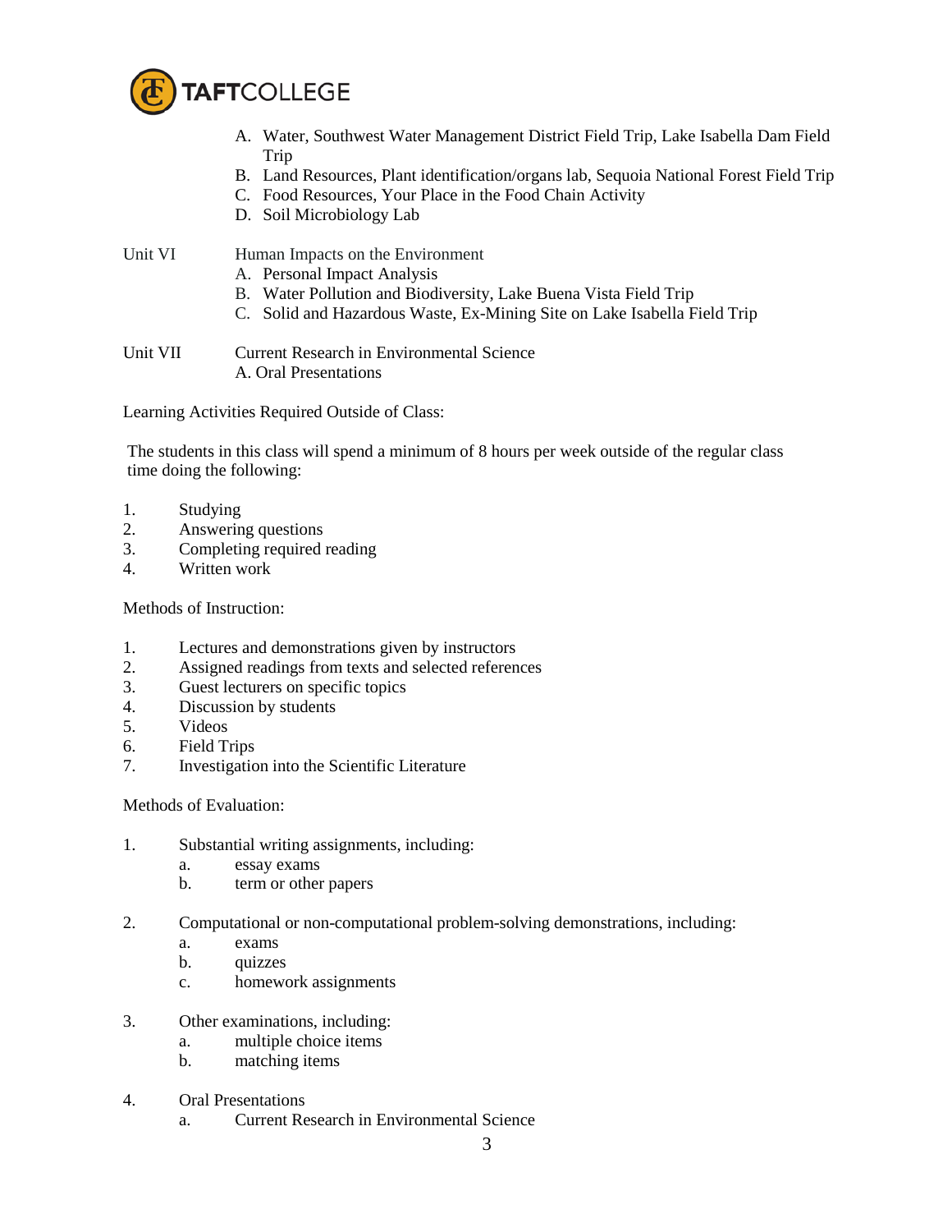A. Water, Southwest Water Management District Field Trip, Lake Isabella Dam Field Trip
   B. Land Resources, Plant identification/organs lab, Sequoia National Forest Field Trip
   C. Food Resources, Your Place in the Food Chain Activity
   D. Soil Microbiology Lab

Unit VI — Human Impacts on the Environment
   A. Personal Impact Analysis
   B. Water Pollution and Biodiversity, Lake Buena Vista Field Trip
   C. Solid and Hazardous Waste, Ex-Mining Site on Lake Isabella Field Trip

Unit VII — Current Research in Environmental Science
   A. Oral Presentations

Learning Activities Required Outside of Class:

The students in this class will spend a minimum of 8 hours per week outside of the regular class time doing the following:

1. Studying
2. Answering questions
3. Completing required reading
4. Written work

Methods of Instruction:

1. Lectures and demonstrations given by instructors
2. Assigned readings from texts and selected references
3. Guest lecturers on specific topics
4. Discussion by students
5. Videos
6. Field Trips
7. Investigation into the Scientific Literature

Methods of Evaluation:

1. Substantial writing assignments, including:
   a. essay exams
   b. term or other papers

2. Computational or non-computational problem-solving demonstrations, including:
   a. exams
   b. quizzes
   c. homework assignments

3. Other examinations, including:
   a. multiple choice items
   b. matching items

4. Oral Presentations
   a. Current Research in Environmental Science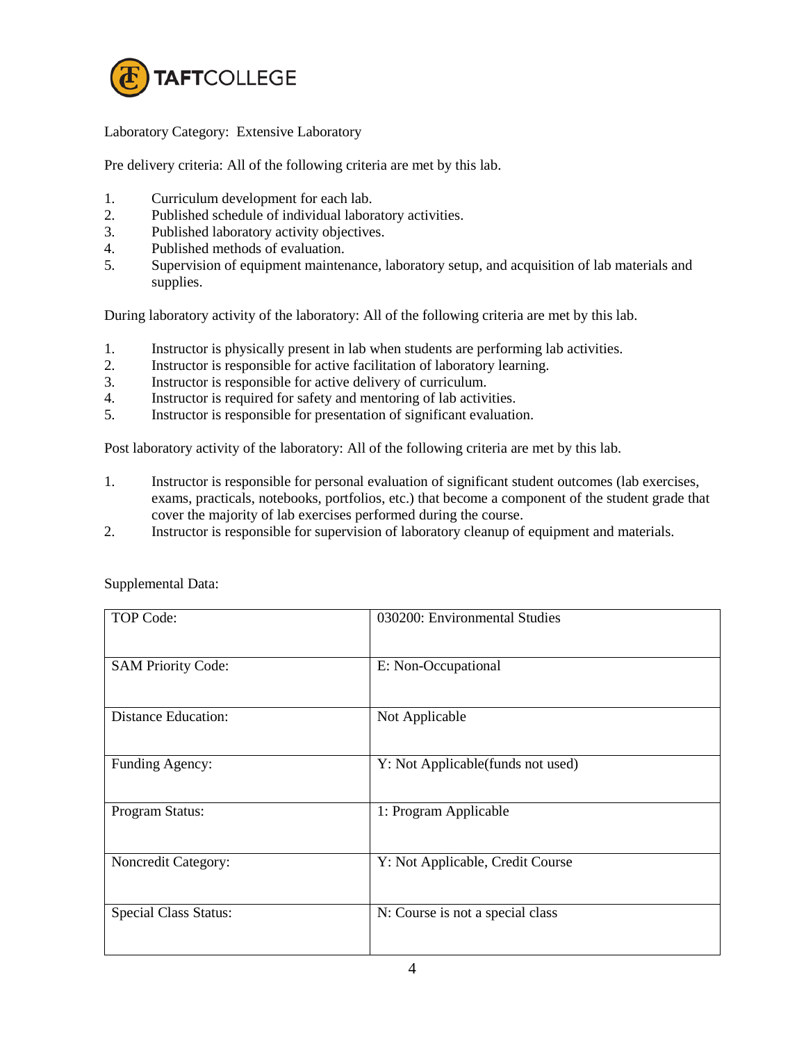Laboratory Category: Extensive Laboratory

Pre delivery criteria: All of the following criteria are met by this lab.

1. Curriculum development for each lab.
2. Published schedule of individual laboratory activities.
3. Published laboratory activity objectives.
4. Published methods of evaluation.
5. Supervision of equipment maintenance, laboratory setup, and acquisition of lab materials and supplies.

During laboratory activity of the laboratory: All of the following criteria are met by this lab.

1. Instructor is physically present in lab when students are performing lab activities.
2. Instructor is responsible for active facilitation of laboratory learning.
3. Instructor is responsible for active delivery of curriculum.
4. Instructor is required for safety and mentoring of lab activities.
5. Instructor is responsible for presentation of significant evaluation.

Post laboratory activity of the laboratory: All of the following criteria are met by this lab.

1. Instructor is responsible for personal evaluation of significant student outcomes (lab exercises, exams, practicals, notebooks, portfolios, etc.) that become a component of the student grade that cover the majority of lab exercises performed during the course.
2. Instructor is responsible for supervision of laboratory cleanup of equipment and materials.

Supplemental Data:

| | |
|---|---|
| TOP Code: | 030200: Environmental Studies |
| SAM Priority Code: | E: Non-Occupational |
| Distance Education: | Not Applicable |
| Funding Agency: | Y: Not Applicable(funds not used) |
| Program Status: | 1: Program Applicable |
| Noncredit Category: | Y: Not Applicable, Credit Course |
| Special Class Status: | N: Course is not a special class |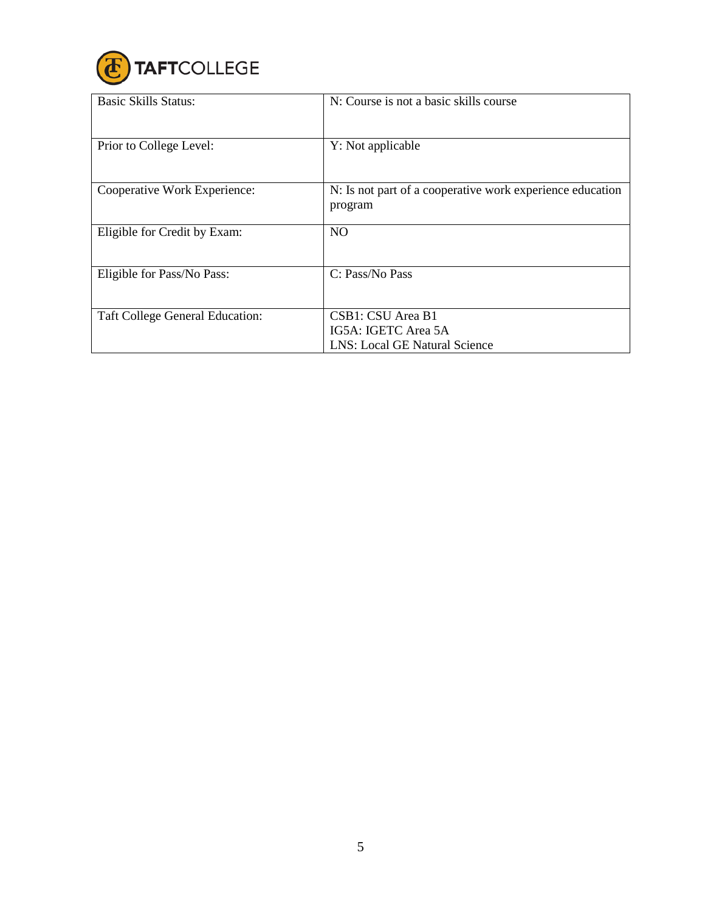| | |
|---|---|
| Basic Skills Status: | N: Course is not a basic skills course |
| Prior to College Level: | Y: Not applicable |
| Cooperative Work Experience: | N: Is not part of a cooperative work experience education program |
| Eligible for Credit by Exam: | NO |
| Eligible for Pass/No Pass: | C: Pass/No Pass |
| Taft College General Education: | CSB1: CSU Area B1<br>IG5A: IGETC Area 5A<br>LNS: Local GE Natural Science |